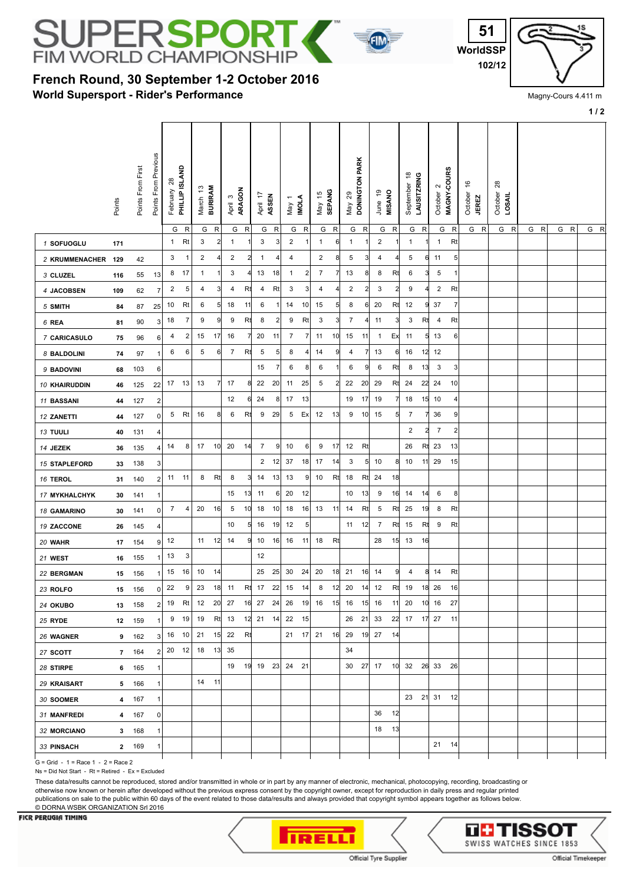# French Round, 30 September 1-2 October 2016

## World Supersport - Rider's Performance

51 WorldSSP 102/12

Magny-Cours 4.411 m

| Rider | Points | Points From First | Points From Previous | February 28 PHILLIP ISLAND G | R | March 13 BURIRAM G | R | April 3 ARAGON G | R | April 17 ASSEN G | R | May 1 IMOLA G | R | May 15 SEPANG G | R | May 29 DONINGTON PARK G | R | June 19 MISANO G | R | September 18 LAUSITZRING G | R | October 2 MAGNY-COURS G | R | October 16 JEREZ G | R | October 28 LOSAIL G | R |
|---|---|---|---|---|---|---|---|---|---|---|---|---|---|---|---|---|---|---|---|---|---|---|---|---|---|---|---|
| 1 SOFUOGLU | 171 | | | 1 | Rt | 3 | 2 | 1 | 1 | 3 | 3 | 2 | 1 | 1 | 6 | 1 | 1 | 2 | 1 | 1 | 1 | 1 | Rt | | | | |
| 2 KRUMMENACHER | 129 | 42 | | 3 | 1 | 2 | 4 | 2 | 2 | 1 | 4 | 4 | | 2 | 8 | 5 | 3 | 4 | 4 | 5 | 6 | 11 | 5 | | | | |
| 3 CLUZEL | 116 | 55 | 13 | 8 | 17 | 1 | 1 | 3 | 4 | 13 | 18 | 1 | 2 | 7 | 7 | 13 | 8 | 8 | Rt | 6 | 3 | 5 | 1 | | | | |
| 4 JACOBSEN | 109 | 62 | 7 | 2 | 5 | 4 | 3 | 4 | Rt | 4 | Rt | 3 | 3 | 4 | 4 | 2 | 2 | 3 | 2 | 9 | 4 | 2 | Rt | | | | |
| 5 SMITH | 84 | 87 | 25 | 10 | Rt | 6 | 5 | 18 | 11 | 6 | 1 | 14 | 10 | 15 | 5 | 8 | 6 | 20 | Rt | 12 | 9 | 37 | 7 | | | | |
| 6 REA | 81 | 90 | 3 | 18 | 7 | 9 | 9 | 9 | Rt | 8 | 2 | 9 | Rt | 3 | 3 | 7 | 4 | 11 | 3 | 3 | Rt | 4 | Rt | | | | |
| 7 CARICASULO | 75 | 96 | 6 | 4 | 2 | 15 | 17 | 16 | 7 | 20 | 11 | 7 | 7 | 11 | 10 | 15 | 11 | 1 | Ex | 11 | 5 | 13 | 6 | | | | |
| 8 BALDOLINI | 74 | 97 | 1 | 6 | 6 | 5 | 6 | 7 | Rt | 5 | 5 | 8 | 4 | 14 | 9 | 4 | 7 | 13 | 6 | 16 | 12 | 12 | | | | | |
| 9 BADOVINI | 68 | 103 | 6 | | | | | | | 15 | 7 | 6 | 8 | 6 | 1 | 6 | 9 | 6 | Rt | 8 | 13 | 3 | 3 | | | | |
| 10 KHAIRUDDIN | 46 | 125 | 22 | 17 | 13 | 13 | 7 | 17 | 8 | 22 | 20 | 11 | 25 | 5 | 2 | 22 | 20 | 29 | Rt | 24 | 22 | 24 | 10 | | | | |
| 11 BASSANI | 44 | 127 | 2 | | | | | 12 | 6 | 24 | 8 | 17 | 13 | | | 19 | 17 | 19 | 7 | 18 | 15 | 10 | 4 | | | | |
| 12 ZANETTI | 44 | 127 | 0 | 5 | Rt | 16 | 8 | 6 | Rt | 9 | 29 | 5 | Ex | 12 | 13 | 9 | 10 | 15 | 5 | 7 | 7 | 36 | 9 | | | | |
| 13 TUULI | 40 | 131 | 4 | | | | | | | | | | | | | | | | | 2 | 2 | 7 | 2 | | | | |
| 14 JEZEK | 36 | 135 | 4 | 14 | 8 | 17 | 10 | 20 | 14 | 7 | 9 | 10 | 6 | 9 | 17 | 12 | Rt | | | 26 | Rt | 23 | 13 | | | | |
| 15 STAPLEFORD | 33 | 138 | 3 | | | | | | | 2 | 12 | 37 | 18 | 17 | 14 | 3 | 5 | 10 | 8 | 10 | 11 | 29 | 15 | | | | |
| 16 TEROL | 31 | 140 | 2 | 11 | 11 | 8 | Rt | 8 | 3 | 14 | 13 | 13 | 9 | 10 | Rt | 18 | Rt | 24 | 18 | | | | | | | | |
| 17 MYKHALCHYK | 30 | 141 | 1 | | | | | 15 | 13 | 11 | 6 | 20 | 12 | | | 10 | 13 | 9 | 16 | 14 | 14 | 6 | 8 | | | | |
| 18 GAMARINO | 30 | 141 | 0 | 7 | 4 | 20 | 16 | 5 | 10 | 18 | 10 | 18 | 16 | 13 | 11 | 14 | Rt | 5 | Rt | 25 | 19 | 8 | Rt | | | | |
| 19 ZACCONE | 26 | 145 | 4 | | | | | 10 | 5 | 16 | 19 | 12 | 5 | | | 11 | 12 | 7 | Rt | 15 | Rt | 9 | Rt | | | | |
| 20 WAHR | 17 | 154 | 9 | 12 | | 11 | 12 | 14 | 9 | 10 | 16 | 16 | 11 | 18 | Rt | | | 28 | 15 | 13 | 16 | | | | | | |
| 21 WEST | 16 | 155 | 1 | 13 | 3 | | | | | 12 | | | | | | | | | | | | | | | | | |
| 22 BERGMAN | 15 | 156 | 1 | 15 | 16 | 10 | 14 | | | 25 | 25 | 30 | 24 | 20 | 18 | 21 | 16 | 14 | 9 | 4 | 8 | 14 | Rt | | | | |
| 23 ROLFO | 15 | 156 | 0 | 22 | 9 | 23 | 18 | 11 | Rt | 17 | 22 | 15 | 14 | 8 | 12 | 20 | 14 | 12 | Rt | 19 | 18 | 26 | 16 | | | | |
| 24 OKUBO | 13 | 158 | 2 | 19 | Rt | 12 | 20 | 27 | 16 | 27 | 24 | 26 | 19 | 16 | 15 | 16 | 15 | 16 | 11 | 20 | 10 | 16 | 27 | | | | |
| 25 RYDE | 12 | 159 | 1 | 9 | 19 | 19 | Rt | 13 | 12 | 21 | 14 | 22 | 15 | | | 26 | 21 | 33 | 22 | 17 | 17 | 27 | 11 | | | | |
| 26 WAGNER | 9 | 162 | 3 | 16 | 10 | 21 | 15 | 22 | Rt | | | 21 | 17 | 21 | 16 | 29 | 19 | 27 | 14 | | | | | | | | |
| 27 SCOTT | 7 | 164 | 2 | 20 | 12 | 18 | 13 | 35 | | | | | | | | 34 | | | | | | | | | | | |
| 28 STRIPE | 6 | 165 | 1 | | | | | 19 | 19 | 19 | 23 | 24 | 21 | | | 30 | 27 | 17 | 10 | 32 | 26 | 33 | 26 | | | | |
| 29 KRAISART | 5 | 166 | 1 | | | 14 | 11 | | | | | | | | | | | | | | | | | | | | |
| 30 SOOMER | 4 | 167 | 1 | | | | | | | | | | | | | | | | | 23 | 21 | 31 | 12 | | | | |
| 31 MANFREDI | 4 | 167 | 0 | | | | | | | | | | | | | | | 36 | 12 | | | | | | | | |
| 32 MORCIANO | 3 | 168 | 1 | | | | | | | | | | | | | | | 18 | 13 | | | | | | | | |
| 33 PINSACH | 2 | 169 | 1 | | | | | | | | | | | | | | | | | | | 21 | 14 | | | | |

G = Grid - 1 = Race 1 - 2 = Race 2

Ns = Did Not Start - Rt = Retired - Ex = Excluded

These data/results cannot be reproduced, stored and/or transmitted in whole or in part by any manner of electronic, mechanical, photocopying, recording, broadcasting or otherwise now known or herein after developed without the previous express consent by the copyright owner, except for reproduction in daily press and regular printed publications on sale to the public within 60 days of the event related to those data/results and always provided that copyright symbol appears together as follows below.

© DORNA WSBK ORGANIZATION Srl 2016

FICR PERUGIA TIMING

Official Tyre Supplier

Official Timekeeper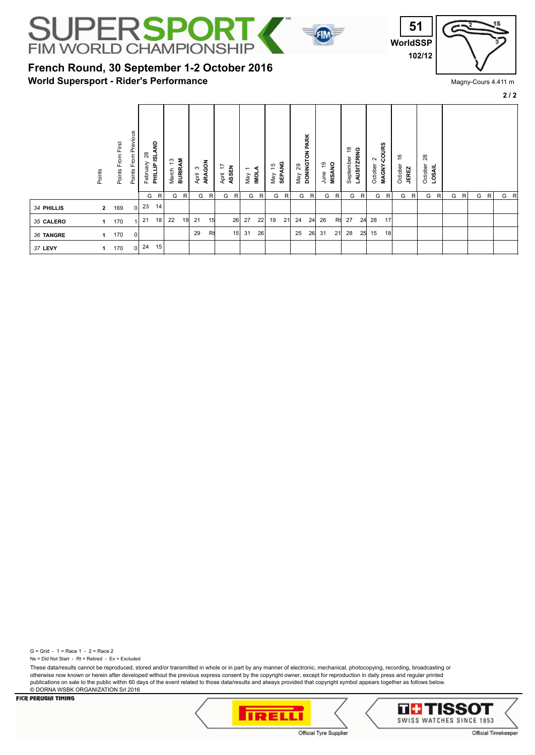## French Round, 30 September 1-2 October 2016

### World Supersport - Rider's Performance

Magny-Cours 4.411 m

| | Points | Points From First | Points From Previous | February 28 PHILLIP ISLAND | | March 13 BURIRAM | | April 3 ARAGON | | April 17 ASSEN | | May 1 IMOLA | | May 15 SEPANG | | May 29 DONINGTON PARK | | June 19 MISANO | | September 18 LAUSITZRING | | October 2 MAGNY-COURS | | October 16 JEREZ | | October 28 LOSAIL | | | | | | | |
|---|---|---|---|---|---|---|---|---|---|---|---|---|---|---|---|---|---|---|---|---|---|---|---|---|---|---|---|---|---|---|---|---|---|
| | | | | G | R | G | R | G | R | G | R | G | R | G | R | G | R | G | R | G | R | G | R | G | R | G | R | G | R | G | R | G | R |
| 34 PHILLIS | 2 | 169 | 0 | 23 | 14 | | | | | | | | | | | | | | | | | | | | | | | | | | | | |
| 35 CALERO | 1 | 170 | 1 | 21 | 18 | 22 | 19 | 21 | 15 | | 26 | 27 | 22 | 19 | 21 | 24 | 24 | 26 | Rt | 27 | 24 | 28 | 17 | | | | | | | | | | |
| 36 TANGRE | 1 | 170 | 0 | | | | | 29 | Rt | | 15 | 31 | 26 | | | 25 | 26 | 31 | 21 | 28 | 25 | 15 | 18 | | | | | | | | | | |
| 37 LEVY | 1 | 170 | 0 | 24 | 15 | | | | | | | | | | | | | | | | | | | | | | | | | | | | |

G = Grid - 1 = Race 1 - 2 = Race 2

Ns = Did Not Start - Rt = Retired - Ex = Excluded

These data/results cannot be reproduced, stored and/or transmitted in whole or in part by any manner of electronic, mechanical, photocopying, recording, broadcasting or otherwise now known or herein after developed without the previous express consent by the copyright owner, except for reproduction in daily press and regular printed publications on sale to the public within 60 days of the event related to those data/results and always provided that copyright symbol appears together as follows below.

© DORNA WSBK ORGANIZATION Srl 2016